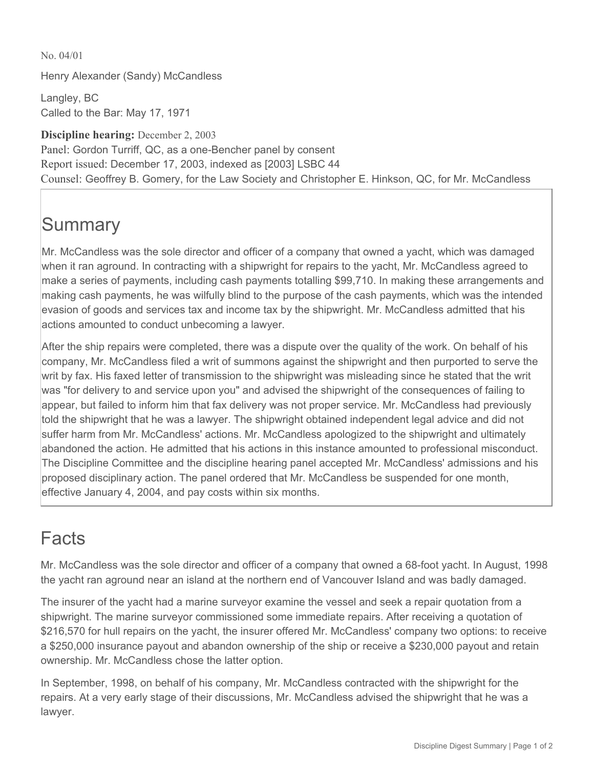No. 04/01

Henry Alexander (Sandy) McCandless

Langley, BC
Called to the Bar: May 17, 1971

**Discipline hearing:** December 2, 2003
Panel: Gordon Turriff, QC, as a one-Bencher panel by consent
Report issued: December 17, 2003, indexed as [2003] LSBC 44
Counsel: Geoffrey B. Gomery, for the Law Society and Christopher E. Hinkson, QC, for Mr. McCandless

## Summary

Mr. McCandless was the sole director and officer of a company that owned a yacht, which was damaged when it ran aground. In contracting with a shipwright for repairs to the yacht, Mr. McCandless agreed to make a series of payments, including cash payments totalling $99,710. In making these arrangements and making cash payments, he was wilfully blind to the purpose of the cash payments, which was the intended evasion of goods and services tax and income tax by the shipwright. Mr. McCandless admitted that his actions amounted to conduct unbecoming a lawyer.

After the ship repairs were completed, there was a dispute over the quality of the work. On behalf of his company, Mr. McCandless filed a writ of summons against the shipwright and then purported to serve the writ by fax. His faxed letter of transmission to the shipwright was misleading since he stated that the writ was "for delivery to and service upon you" and advised the shipwright of the consequences of failing to appear, but failed to inform him that fax delivery was not proper service. Mr. McCandless had previously told the shipwright that he was a lawyer. The shipwright obtained independent legal advice and did not suffer harm from Mr. McCandless' actions. Mr. McCandless apologized to the shipwright and ultimately abandoned the action. He admitted that his actions in this instance amounted to professional misconduct. The Discipline Committee and the discipline hearing panel accepted Mr. McCandless' admissions and his proposed disciplinary action. The panel ordered that Mr. McCandless be suspended for one month, effective January 4, 2004, and pay costs within six months.

## Facts

Mr. McCandless was the sole director and officer of a company that owned a 68-foot yacht. In August, 1998 the yacht ran aground near an island at the northern end of Vancouver Island and was badly damaged.

The insurer of the yacht had a marine surveyor examine the vessel and seek a repair quotation from a shipwright. The marine surveyor commissioned some immediate repairs. After receiving a quotation of $216,570 for hull repairs on the yacht, the insurer offered Mr. McCandless' company two options: to receive a $250,000 insurance payout and abandon ownership of the ship or receive a $230,000 payout and retain ownership. Mr. McCandless chose the latter option.

In September, 1998, on behalf of his company, Mr. McCandless contracted with the shipwright for the repairs. At a very early stage of their discussions, Mr. McCandless advised the shipwright that he was a lawyer.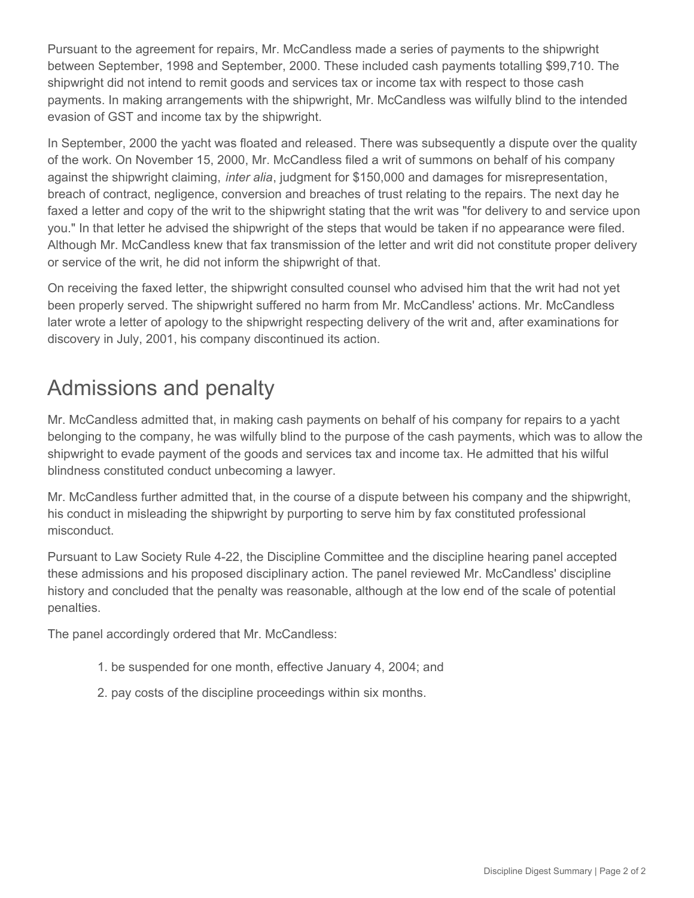Pursuant to the agreement for repairs, Mr. McCandless made a series of payments to the shipwright between September, 1998 and September, 2000. These included cash payments totalling $99,710. The shipwright did not intend to remit goods and services tax or income tax with respect to those cash payments. In making arrangements with the shipwright, Mr. McCandless was wilfully blind to the intended evasion of GST and income tax by the shipwright.

In September, 2000 the yacht was floated and released. There was subsequently a dispute over the quality of the work. On November 15, 2000, Mr. McCandless filed a writ of summons on behalf of his company against the shipwright claiming, *inter alia*, judgment for $150,000 and damages for misrepresentation, breach of contract, negligence, conversion and breaches of trust relating to the repairs. The next day he faxed a letter and copy of the writ to the shipwright stating that the writ was "for delivery to and service upon you." In that letter he advised the shipwright of the steps that would be taken if no appearance were filed. Although Mr. McCandless knew that fax transmission of the letter and writ did not constitute proper delivery or service of the writ, he did not inform the shipwright of that.

On receiving the faxed letter, the shipwright consulted counsel who advised him that the writ had not yet been properly served. The shipwright suffered no harm from Mr. McCandless' actions. Mr. McCandless later wrote a letter of apology to the shipwright respecting delivery of the writ and, after examinations for discovery in July, 2001, his company discontinued its action.

## Admissions and penalty

Mr. McCandless admitted that, in making cash payments on behalf of his company for repairs to a yacht belonging to the company, he was wilfully blind to the purpose of the cash payments, which was to allow the shipwright to evade payment of the goods and services tax and income tax. He admitted that his wilful blindness constituted conduct unbecoming a lawyer.

Mr. McCandless further admitted that, in the course of a dispute between his company and the shipwright, his conduct in misleading the shipwright by purporting to serve him by fax constituted professional misconduct.

Pursuant to Law Society Rule 4-22, the Discipline Committee and the discipline hearing panel accepted these admissions and his proposed disciplinary action. The panel reviewed Mr. McCandless' discipline history and concluded that the penalty was reasonable, although at the low end of the scale of potential penalties.

The panel accordingly ordered that Mr. McCandless:

1. be suspended for one month, effective January 4, 2004; and
2. pay costs of the discipline proceedings within six months.